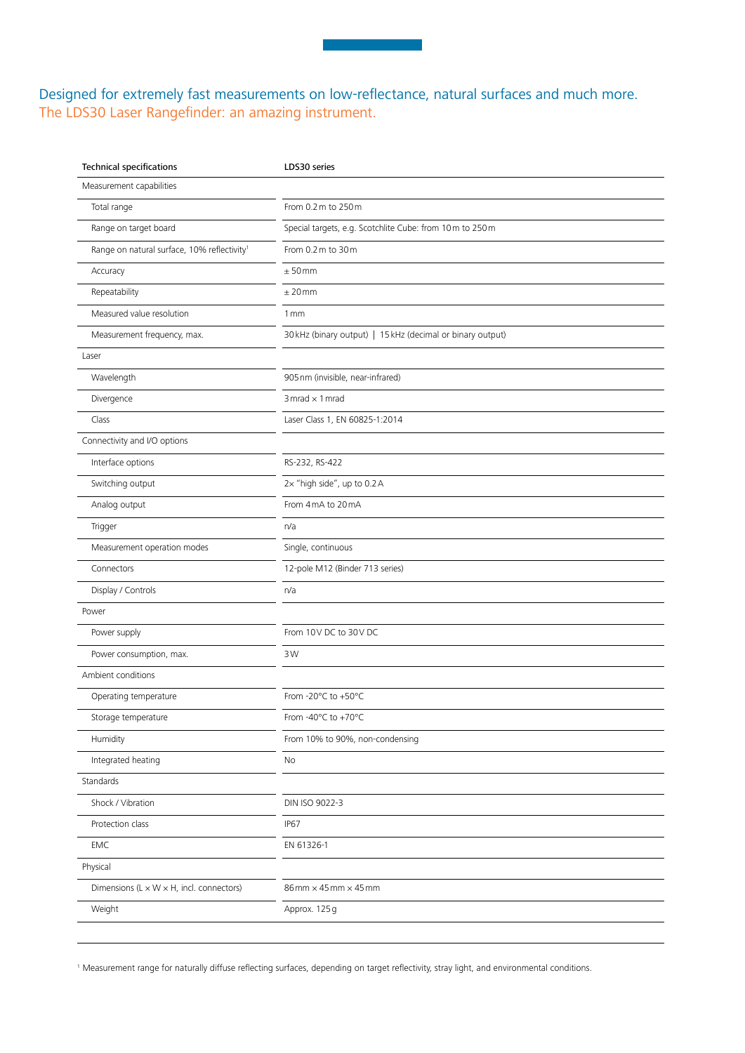## Designed for extremely fast measurements on low-reflectance, natural surfaces and much more.
## The LDS30 Laser Rangefinder: an amazing instrument.

| Technical specifications | LDS30 series |
|---|---|
| Measurement capabilities | |
| Total range | From 0.2 m to 250 m |
| Range on target board | Special targets, e.g. Scotchlite Cube: from 10 m to 250 m |
| Range on natural surface, 10% reflectivity[1] | From 0.2 m to 30 m |
| Accuracy | ± 50 mm |
| Repeatability | ± 20 mm |
| Measured value resolution | 1 mm |
| Measurement frequency, max. | 30 kHz (binary output) \| 15 kHz (decimal or binary output) |
| Laser | |
| Wavelength | 905 nm (invisible, near-infrared) |
| Divergence | 3 mrad × 1 mrad |
| Class | Laser Class 1, EN 60825-1:2014 |
| Connectivity and I/O options | |
| Interface options | RS-232, RS-422 |
| Switching output | 2× "high side", up to 0.2 A |
| Analog output | From 4 mA to 20 mA |
| Trigger | n/a |
| Measurement operation modes | Single, continuous |
| Connectors | 12-pole M12 (Binder 713 series) |
| Display / Controls | n/a |
| Power | |
| Power supply | From 10 V DC to 30 V DC |
| Power consumption, max. | 3 W |
| Ambient conditions | |
| Operating temperature | From -20°C to +50°C |
| Storage temperature | From -40°C to +70°C |
| Humidity | From 10% to 90%, non-condensing |
| Integrated heating | No |
| Standards | |
| Shock / Vibration | DIN ISO 9022-3 |
| Protection class | IP67 |
| EMC | EN 61326-1 |
| Physical | |
| Dimensions (L × W × H, incl. connectors) | 86 mm × 45 mm × 45 mm |
| Weight | Approx. 125 g |

[1] Measurement range for naturally diffuse reflecting surfaces, depending on target reflectivity, stray light, and environmental conditions.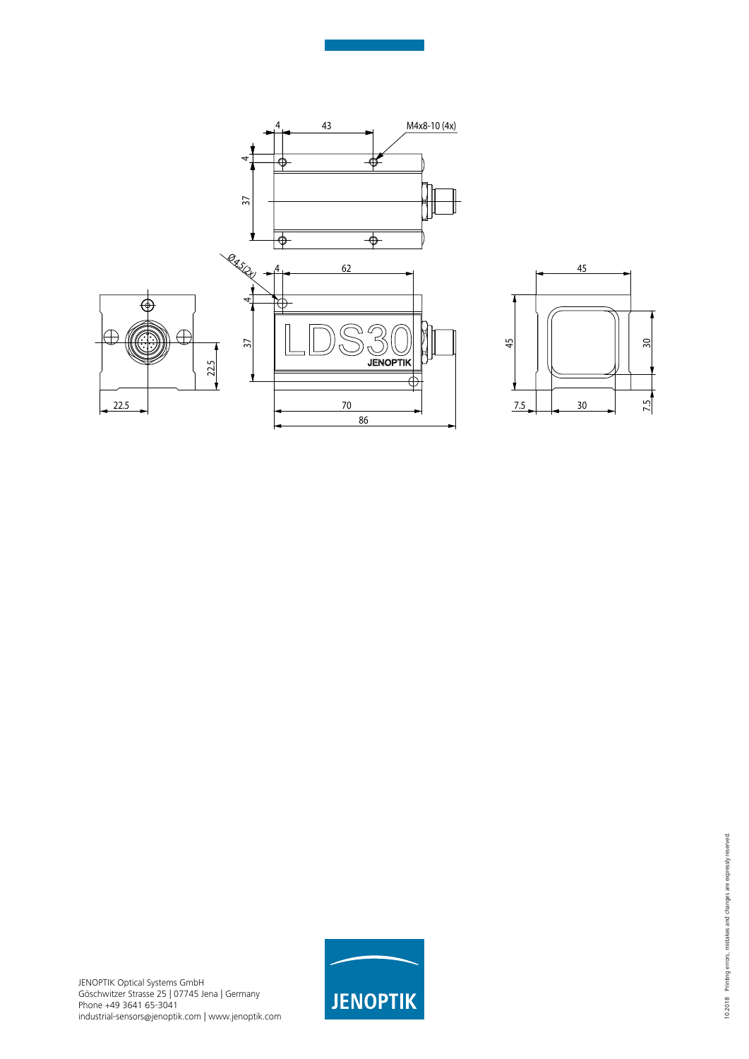4

43

M4x8-10 (4x)

4

37

Ø4,5(2x)

4

62

45

4

37

LDS30

JENOPTIK

45

30

22.5

22.5

70

86

7.5

30

7.5

JENOPTIK Optical Systems GmbH
Göschwitzer Strasse 25 | 07745 Jena | Germany
Phone +49 3641 65-3041
industrial-sensors@jenoptik.com | www.jenoptik.com

JENOPTIK

10.2018 Printing errors, mistakes and changes are expressly reserved.